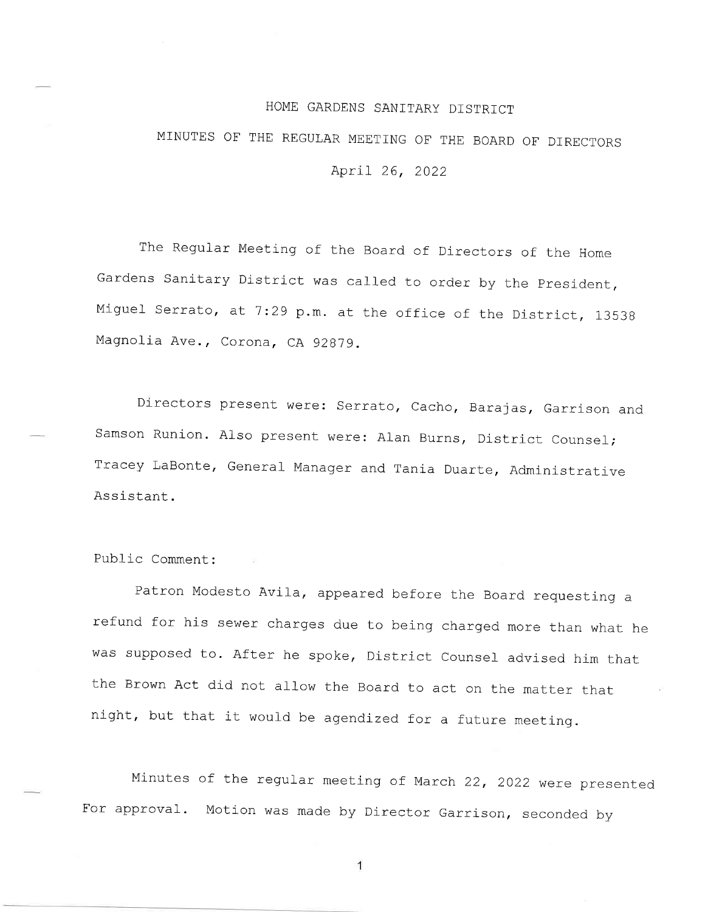# HOME GARDENS SANITARY DISTRICT

## MINUTES OF THE REGULAR MEETING OF THE BOARD OF DIRECTORS

April 26, 2022

The Regular Meeting of the Board of Directors of the Home Gardens Sanitary District was called to order by the President, Miguel Serrato, at 7:29 p.m. at the office of the District, 13538 Magnolia Ave., Corona, CA 92879.

Directors present were: Serrato, Cacho, Barajas, Garrison and Samson Runion. Also present were: Alan Burns, District Counsel; Tracey LaBonte, General Manager and Tania Duarte, Administrative Assistant.

Public Comment:

Patron Modesto Avila, appeared before the Board requesting a refund for his sewer charges due to being charged more than what he was supposed to. After he spoke, District Counsel advised him that the Brown Act did not allow the Board to act on the matter that night, but that it would be agendized for a future meeting.

Minutes of the regular meeting of March 22, 2022 were presented For approval. Motion was made by Director Garrison, seconded by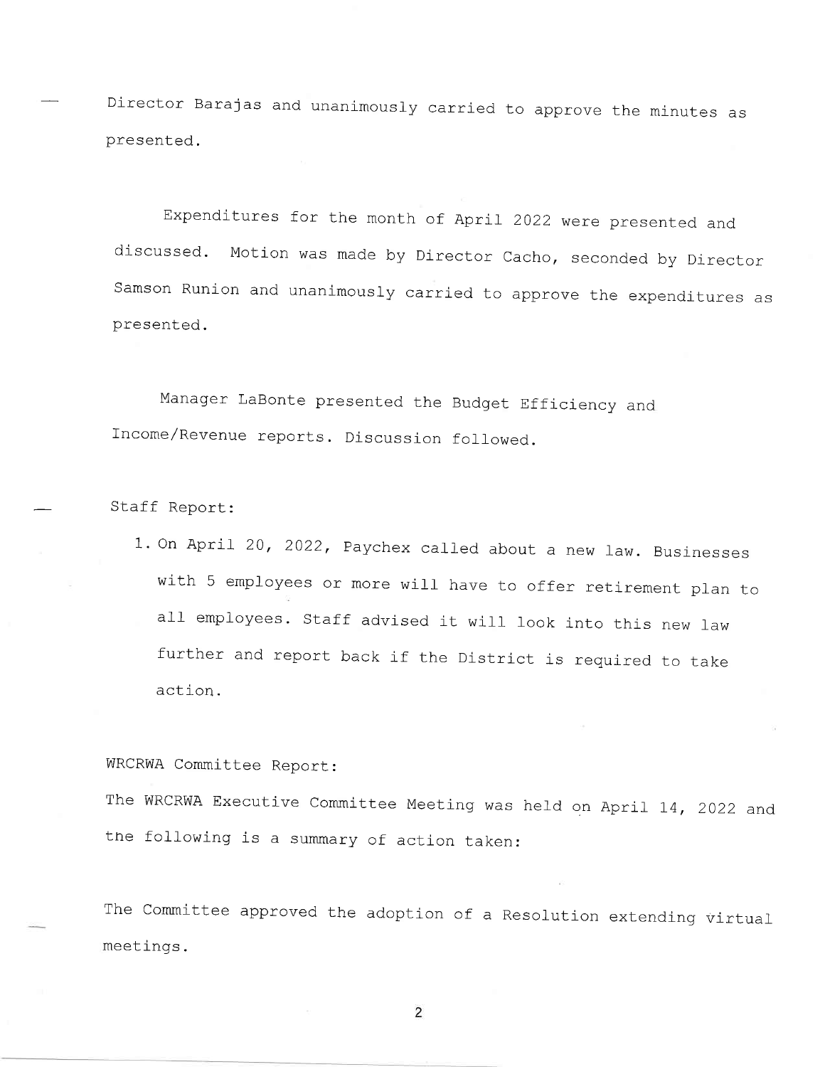Director Barajas and unanimously carried to approve the minutes as presented.

Expenditures for the month of April 2022 were presented and discussed. Motion was made by Director Cacho, seconded by Director Samson Runion and unanimously carried to approve the expenditures as presented.

Manager LaBonte presented the Budget Efficiency and Income/Revenue reports. Discussion followed.

Staff Report:

1. On April 20, 2022, Paychex called about a new law. Businesses with 5 employees or more will have to offer retirement plan to all employees. Staff advised it will look into this new law further and report back if the District is required to take action.

WRCRWA Committee Report:

The WRCRWA Executive Committee Meeting was held on April 14, 2022 and the following is a summary of action taken:

The Committee approved the adoption of a Resolution extending virtual meetings.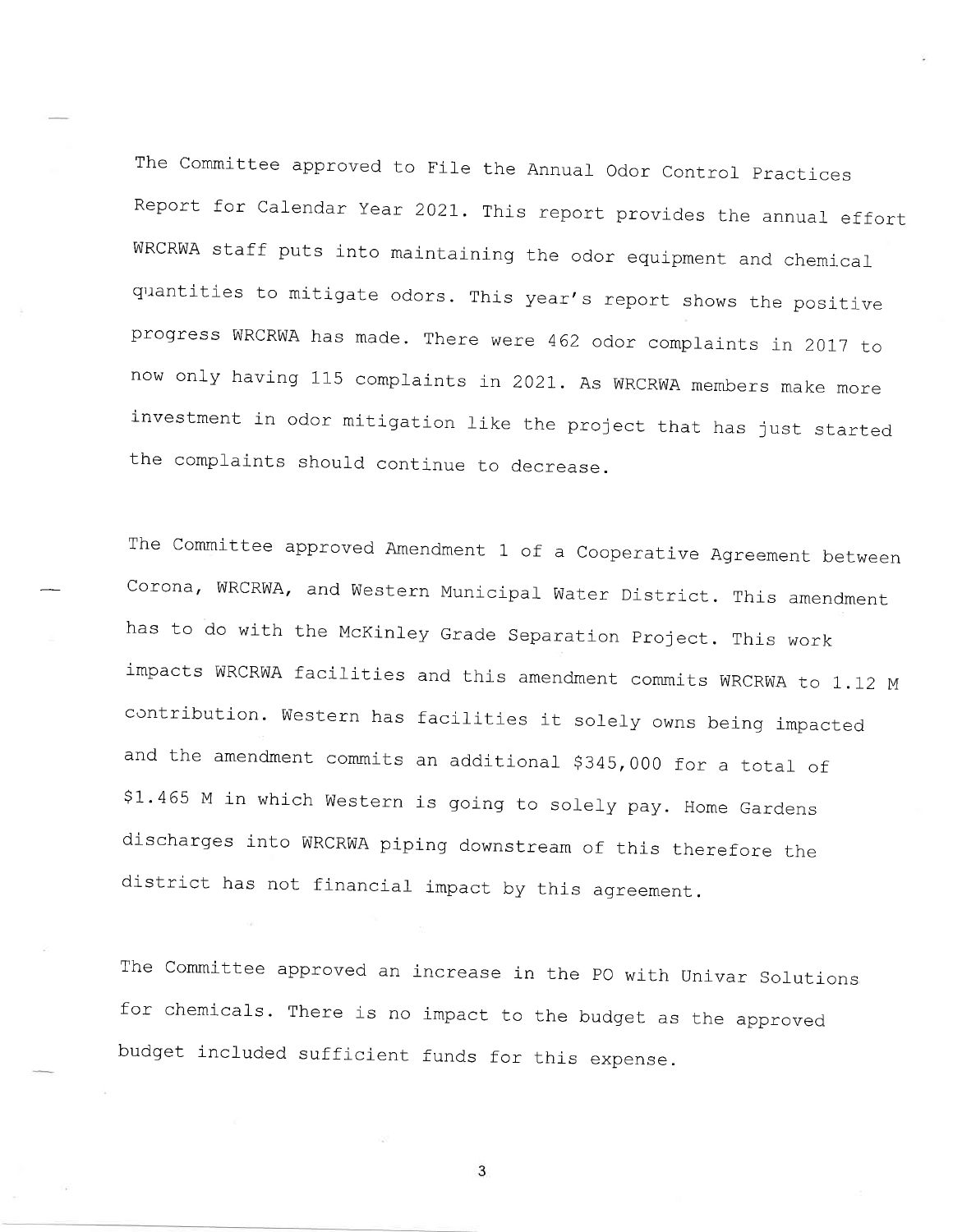The Committee approved to File the Annual Odor Control Practices Report for Calendar Year 2021. This report provides the annual effort WRCRWA staff puts into maintaining the odor equipment and chemical quantities to mitigate odors. This year's report shows the positive progress WRCRWA has made. There were 462 odor complaints in 2017 to now only having 115 complaints in 2021. As WRCRWA members make more investment in odor mitigation like the project that has just started the complaints should continue to decrease.

The Committee approved Amendment 1 of a Cooperative Agreement between Corona, WRCRWA, and Western Municipal Water District. This amendment has to do with the McKinley Grade Separation Project. This work impacts WRCRWA facilities and this amendment commits WRCRWA to 1.12 M contribution. Western has facilities it solely owns being impacted and the amendment commits an additional $345,000 for a total of $1.465 M in which Western is going to solely pay. Home Gardens discharges into WRCRWA piping downstream of this therefore the district has not financial impact by this agreement.

The Committee approved an increase in the PO with Univar Solutions for chemicals. There is no impact to the budget as the approved budget included sufficient funds for this expense.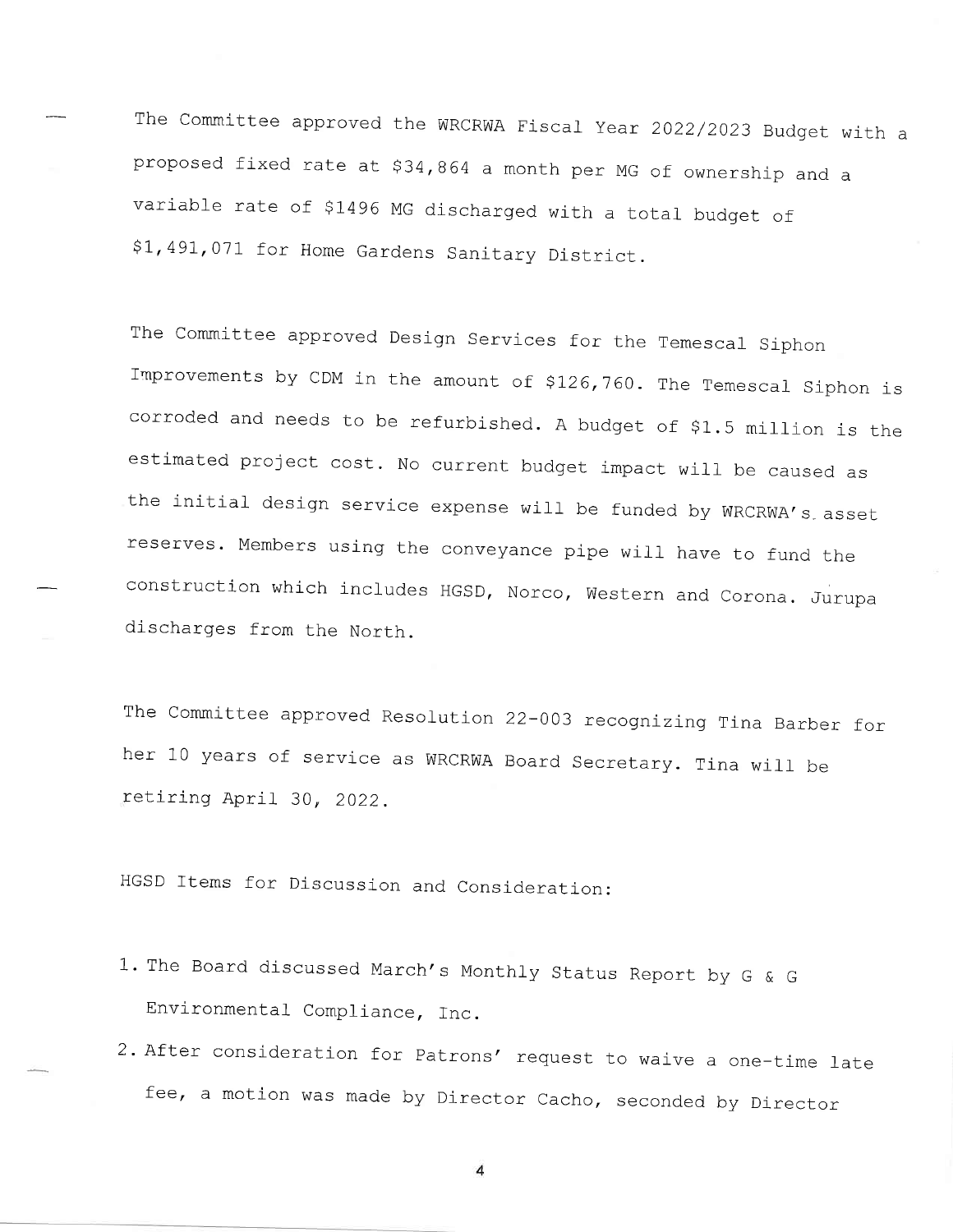The Committee approved the WRCRWA Fiscal Year 2022/2023 Budget with a proposed fixed rate at $34,864 a month per MG of ownership and a variable rate of $1496 MG discharged with a total budget of $1,491,071 for Home Gardens Sanitary District.

The Committee approved Design Services for the Temescal Siphon Improvements by CDM in the amount of $126,760. The Temescal Siphon is corroded and needs to be refurbished. A budget of $1.5 million is the estimated project cost. No current budget impact will be caused as the initial design service expense will be funded by WRCRWA's asset reserves. Members using the conveyance pipe will have to fund the construction which includes HGSD, Norco, Western and Corona. Jurupa discharges from the North.

The Committee approved Resolution 22-003 recognizing Tina Barber for her 10 years of service as WRCRWA Board Secretary. Tina will be retiring April 30, 2022.

HGSD Items for Discussion and Consideration:

1. The Board discussed March's Monthly Status Report by G & G Environmental Compliance, Inc.
2. After consideration for Patrons' request to waive a one-time late fee, a motion was made by Director Cacho, seconded by Director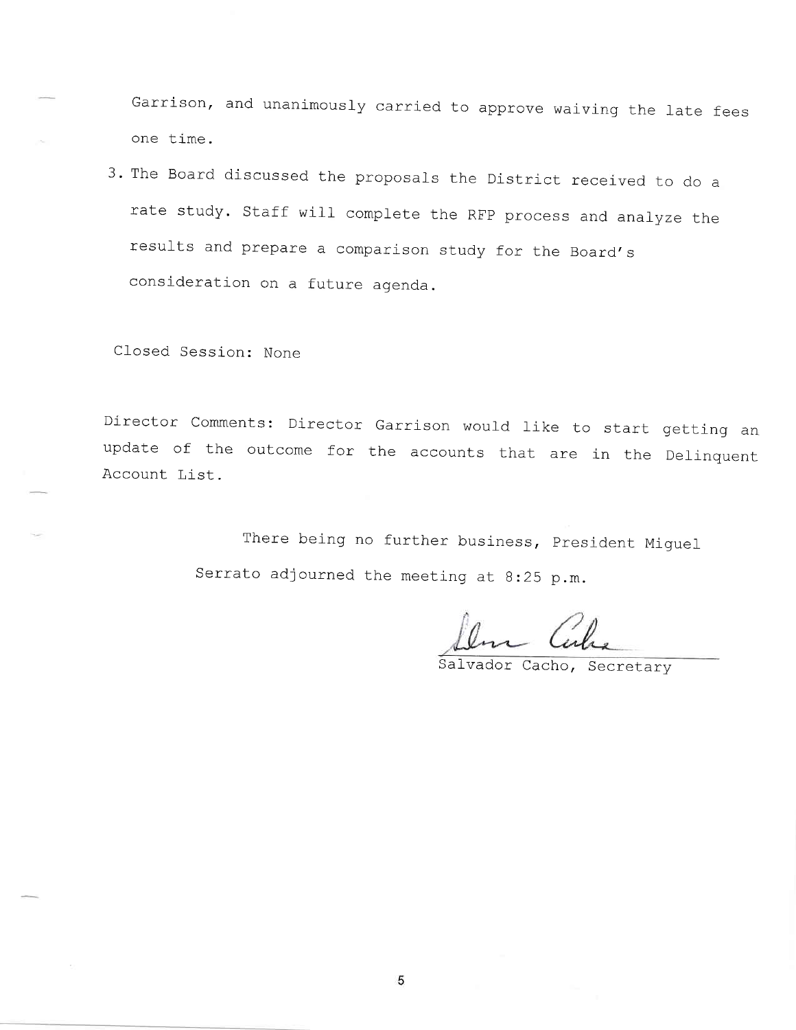Garrison, and unanimously carried to approve waiving the late fees one time.

3. The Board discussed the proposals the District received to do a rate study. Staff will complete the RFP process and analyze the results and prepare a comparison study for the Board's consideration on a future agenda.

Closed Session: None

Director Comments: Director Garrison would like to start getting an update of the outcome for the accounts that are in the Delinquent Account List.

There being no further business, President Miguel Serrato adjourned the meeting at 8:25 p.m.

Salvador Cacho, Secretary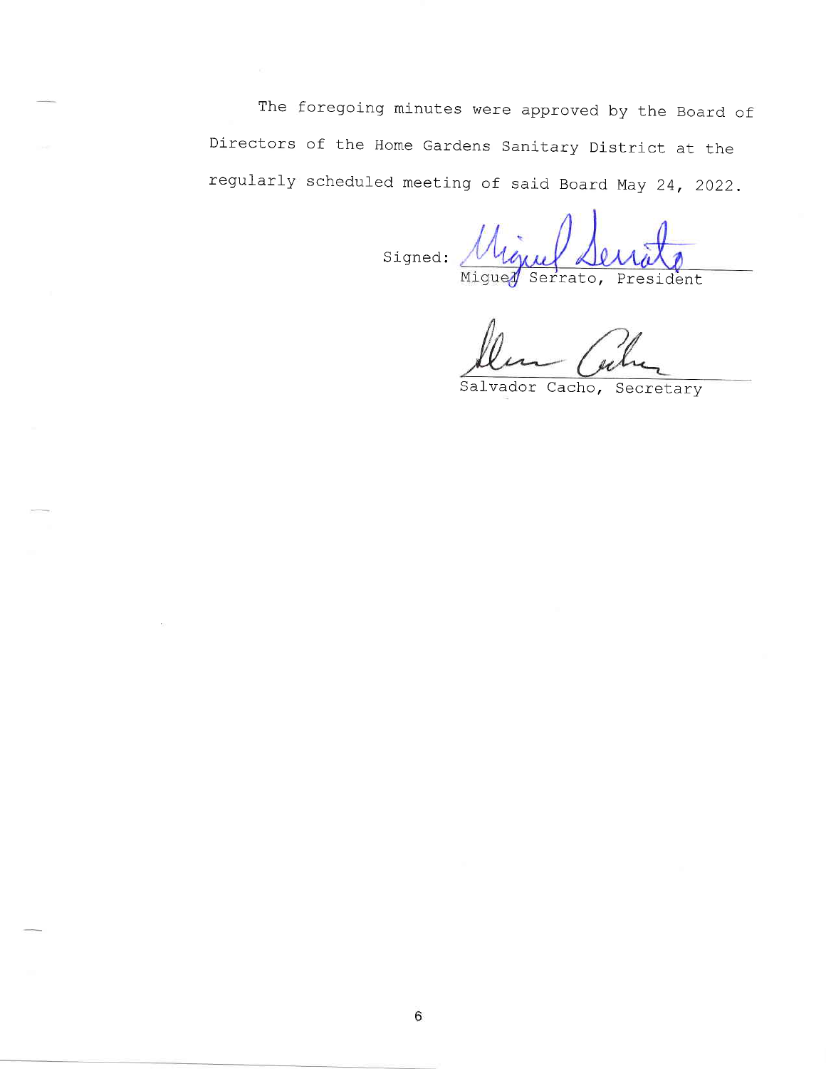The foregoing minutes were approved by the Board of Directors of the Home Gardens Sanitary District at the regularly scheduled meeting of said Board May 24, 2022.

Signed: ______________________
Miguel Serrato, President

______________________
Salvador Cacho, Secretary